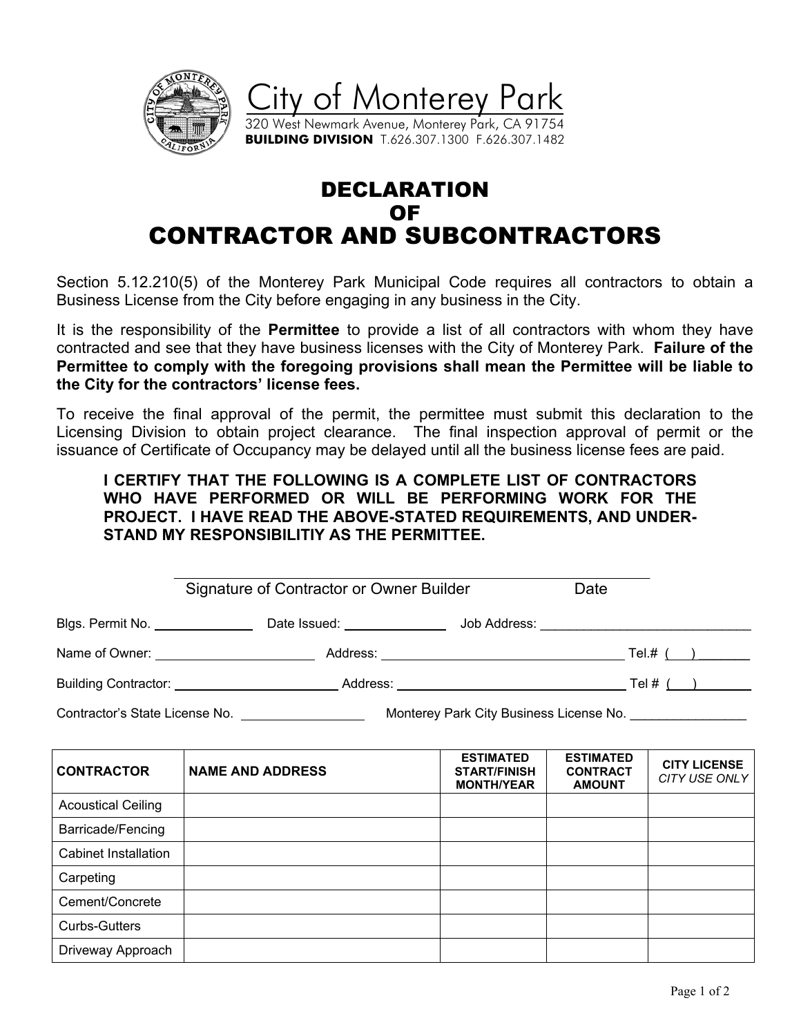City of Monterey Park
320 West Newmark Avenue, Monterey Park, CA 91754
**BUILDING DIVISION** T.626.307.1300 F.626.307.1482

# DECLARATION
# OF
# CONTRACTOR AND SUBCONTRACTORS

Section 5.12.210(5) of the Monterey Park Municipal Code requires all contractors to obtain a Business License from the City before engaging in any business in the City.

It is the responsibility of the **Permittee** to provide a list of all contractors with whom they have contracted and see that they have business licenses with the City of Monterey Park. **Failure of the Permittee to comply with the foregoing provisions shall mean the Permittee will be liable to the City for the contractors' license fees.**

To receive the final approval of the permit, the permittee must submit this declaration to the Licensing Division to obtain project clearance. The final inspection approval of permit or the issuance of Certificate of Occupancy may be delayed until all the business license fees are paid.

**I CERTIFY THAT THE FOLLOWING IS A COMPLETE LIST OF CONTRACTORS WHO HAVE PERFORMED OR WILL BE PERFORMING WORK FOR THE PROJECT. I HAVE READ THE ABOVE-STATED REQUIREMENTS, AND UNDER-STAND MY RESPONSIBILITIY AS THE PERMITTEE.**

______________________________________________________________

Signature of Contractor or Owner Builder Date

Blgs. Permit No. ______________ Date Issued: ______________ Job Address: ______________________________

Name of Owner: ______________________ Address: __________________________________ Tel.# ( ) _______

Building Contractor: ______________________ Address: __________________________________ Tel # ( ) _______

Contractor's State License No. ________________ Monterey Park City Business License No. ________________

| CONTRACTOR | NAME AND ADDRESS | ESTIMATED START/FINISH MONTH/YEAR | ESTIMATED CONTRACT AMOUNT | CITY LICENSE *CITY USE ONLY* |
|---|---|---|---|---|
| Acoustical Ceiling | | | | |
| Barricade/Fencing | | | | |
| Cabinet Installation | | | | |
| Carpeting | | | | |
| Cement/Concrete | | | | |
| Curbs-Gutters | | | | |
| Driveway Approach | | | | |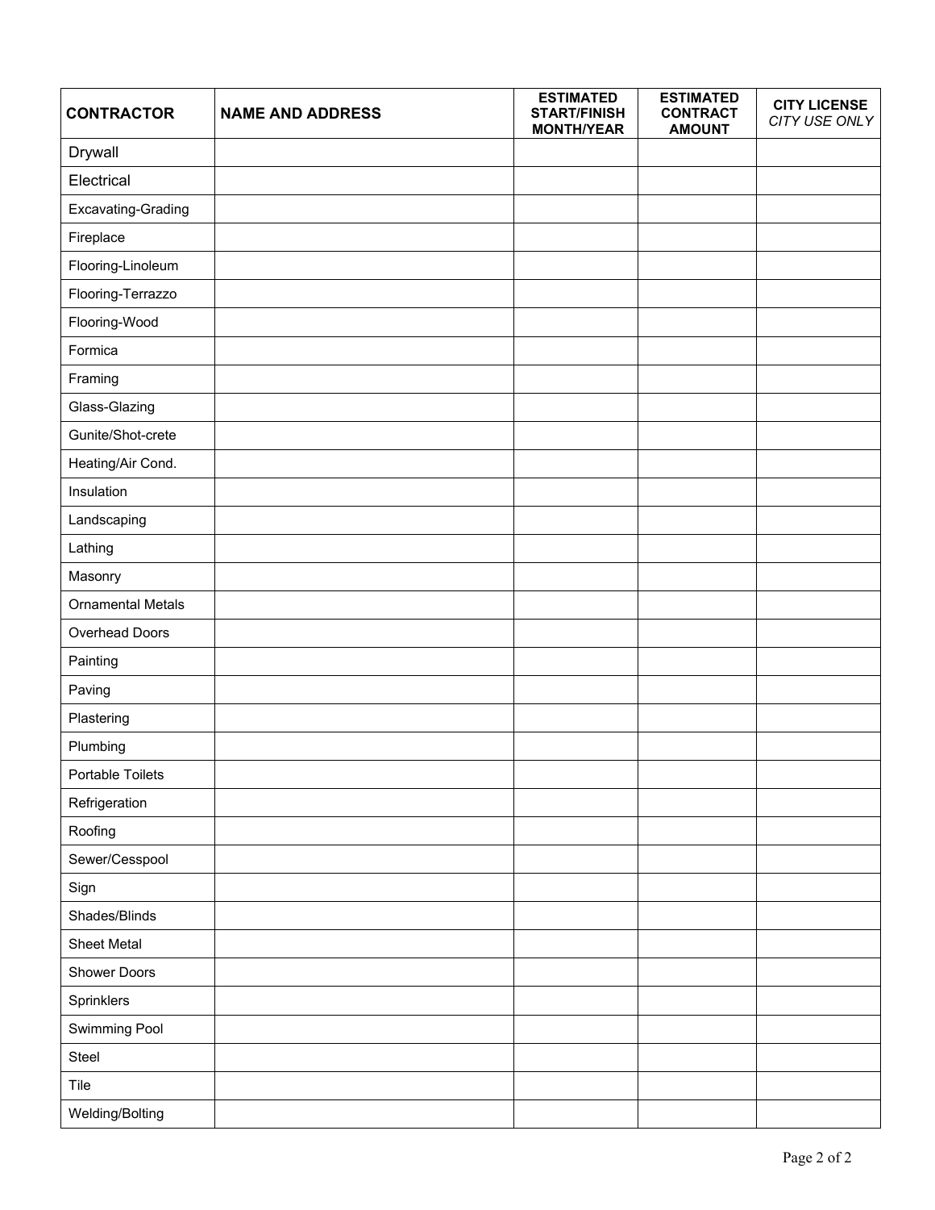| **CONTRACTOR** | **NAME AND ADDRESS** | **ESTIMATED START/FINISH MONTH/YEAR** | **ESTIMATED CONTRACT AMOUNT** | **CITY LICENSE** *CITY USE ONLY* |
|---|---|---|---|---|
| Drywall | | | | |
| Electrical | | | | |
| Excavating-Grading | | | | |
| Fireplace | | | | |
| Flooring-Linoleum | | | | |
| Flooring-Terrazzo | | | | |
| Flooring-Wood | | | | |
| Formica | | | | |
| Framing | | | | |
| Glass-Glazing | | | | |
| Gunite/Shot-crete | | | | |
| Heating/Air Cond. | | | | |
| Insulation | | | | |
| Landscaping | | | | |
| Lathing | | | | |
| Masonry | | | | |
| Ornamental Metals | | | | |
| Overhead Doors | | | | |
| Painting | | | | |
| Paving | | | | |
| Plastering | | | | |
| Plumbing | | | | |
| Portable Toilets | | | | |
| Refrigeration | | | | |
| Roofing | | | | |
| Sewer/Cesspool | | | | |
| Sign | | | | |
| Shades/Blinds | | | | |
| Sheet Metal | | | | |
| Shower Doors | | | | |
| Sprinklers | | | | |
| Swimming Pool | | | | |
| Steel | | | | |
| Tile | | | | |
| Welding/Bolting | | | | |